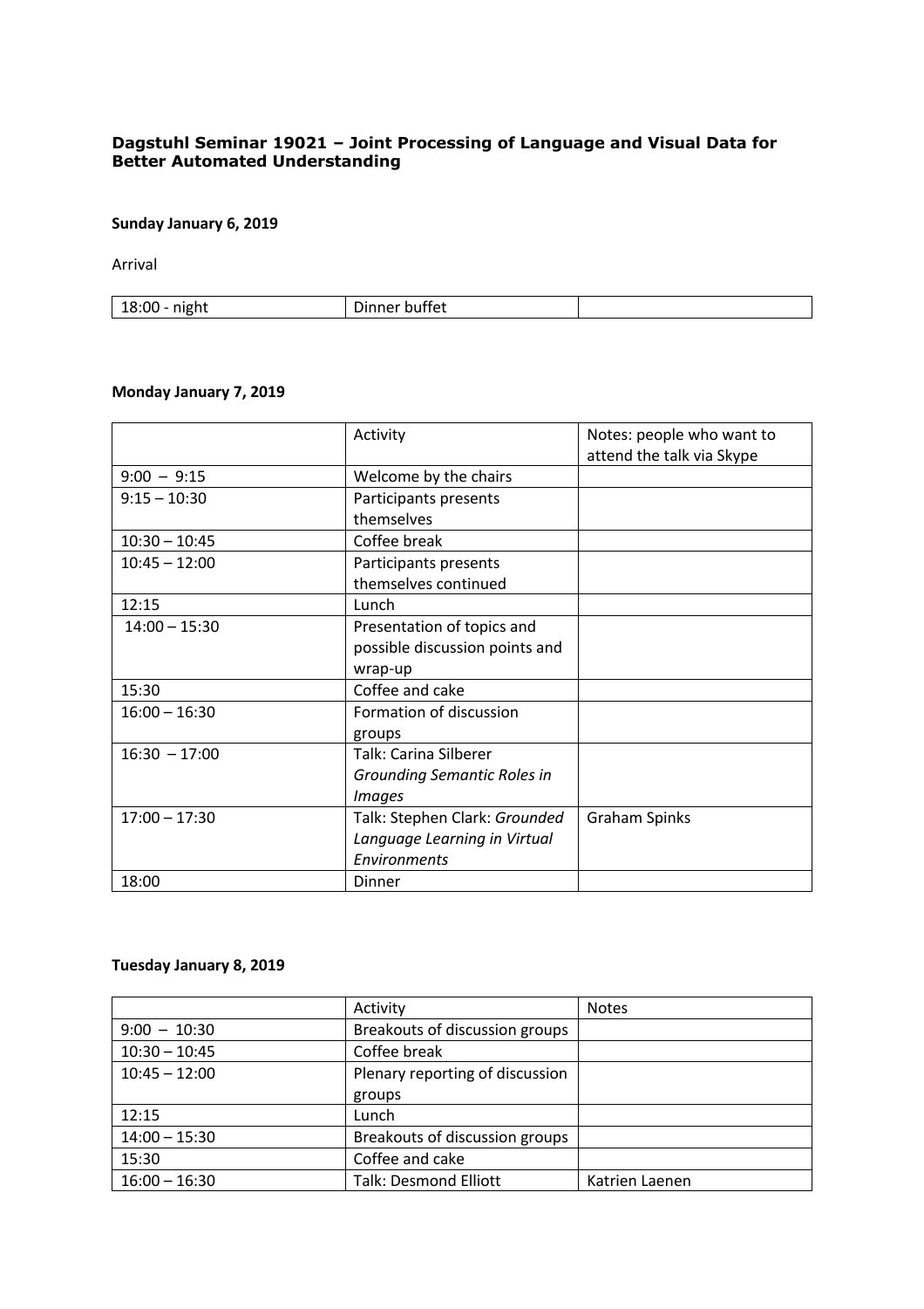**Dagstuhl Seminar 19021 – Joint Processing of Language and Visual Data for Better Automated Understanding**

**Sunday January 6, 2019**

Arrival

| | | |
|---|---|---|
| 18:00 - night | Dinner buffet | |

**Monday January 7, 2019**

| | Activity | Notes: people who want to attend the talk via Skype |
|---|---|---|
| 9:00 – 9:15 | Welcome by the chairs | |
| 9:15 – 10:30 | Participants presents themselves | |
| 10:30 – 10:45 | Coffee break | |
| 10:45 – 12:00 | Participants presents themselves continued | |
| 12:15 | Lunch | |
| 14:00 – 15:30 | Presentation of topics and possible discussion points and wrap-up | |
| 15:30 | Coffee and cake | |
| 16:00 – 16:30 | Formation of discussion groups | |
| 16:30 – 17:00 | Talk: Carina Silberer *Grounding Semantic Roles in Images* | |
| 17:00 – 17:30 | Talk: Stephen Clark: *Grounded Language Learning in Virtual Environments* | Graham Spinks |
| 18:00 | Dinner | |

**Tuesday January 8, 2019**

| | Activity | Notes |
|---|---|---|
| 9:00 – 10:30 | Breakouts of discussion groups | |
| 10:30 – 10:45 | Coffee break | |
| 10:45 – 12:00 | Plenary reporting of discussion groups | |
| 12:15 | Lunch | |
| 14:00 – 15:30 | Breakouts of discussion groups | |
| 15:30 | Coffee and cake | |
| 16:00 – 16:30 | Talk: Desmond Elliott | Katrien Laenen |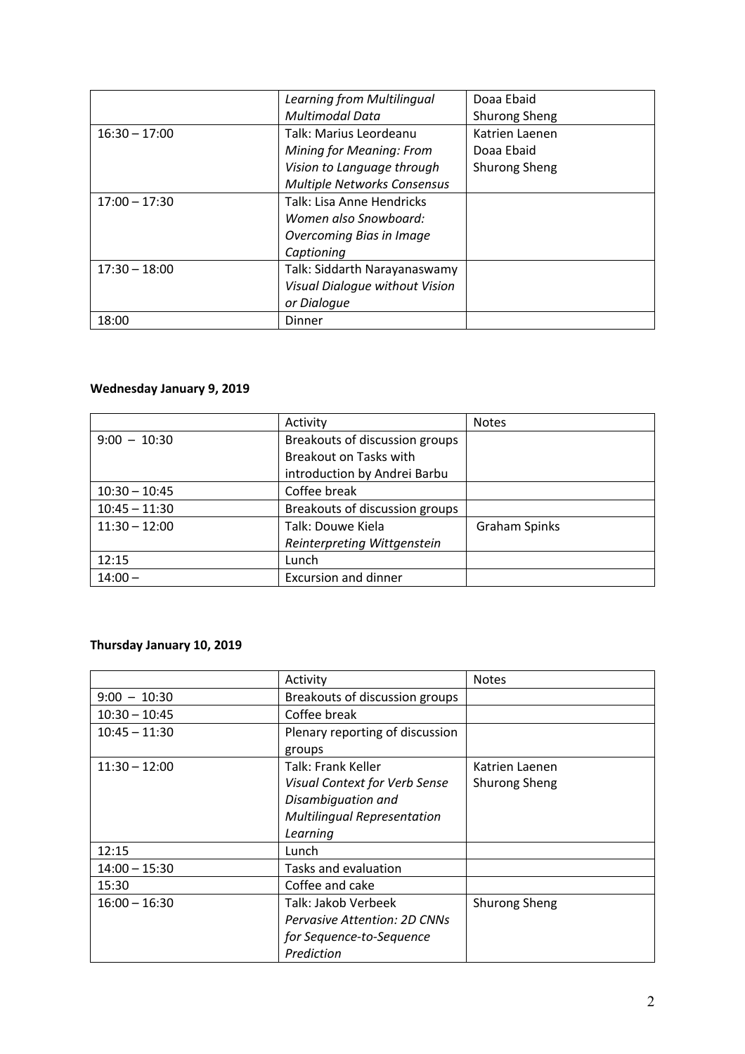| | | |
|---|---|---|
| | *Learning from Multilingual Multimodal Data* | Doaa Ebaid<br>Shurong Sheng |
| 16:30 – 17:00 | Talk: Marius Leordeanu<br>*Mining for Meaning: From Vision to Language through Multiple Networks Consensus* | Katrien Laenen<br>Doaa Ebaid<br>Shurong Sheng |
| 17:00 – 17:30 | Talk: Lisa Anne Hendricks<br>*Women also Snowboard: Overcoming Bias in Image Captioning* | |
| 17:30 – 18:00 | Talk: Siddarth Narayanaswamy<br>*Visual Dialogue without Vision or Dialogue* | |
| 18:00 | Dinner | |

**Wednesday January 9, 2019**

| | Activity | Notes |
|---|---|---|
| 9:00 – 10:30 | Breakouts of discussion groups<br>Breakout on Tasks with introduction by Andrei Barbu | |
| 10:30 – 10:45 | Coffee break | |
| 10:45 – 11:30 | Breakouts of discussion groups | |
| 11:30 – 12:00 | Talk: Douwe Kiela<br>*Reinterpreting Wittgenstein* | Graham Spinks |
| 12:15 | Lunch | |
| 14:00 – | Excursion and dinner | |

**Thursday January 10, 2019**

| | Activity | Notes |
|---|---|---|
| 9:00 – 10:30 | Breakouts of discussion groups | |
| 10:30 – 10:45 | Coffee break | |
| 10:45 – 11:30 | Plenary reporting of discussion groups | |
| 11:30 – 12:00 | Talk: Frank Keller<br>*Visual Context for Verb Sense Disambiguation and Multilingual Representation Learning* | Katrien Laenen<br>Shurong Sheng |
| 12:15 | Lunch | |
| 14:00 – 15:30 | Tasks and evaluation | |
| 15:30 | Coffee and cake | |
| 16:00 – 16:30 | Talk: Jakob Verbeek<br>*Pervasive Attention: 2D CNNs for Sequence-to-Sequence Prediction* | Shurong Sheng |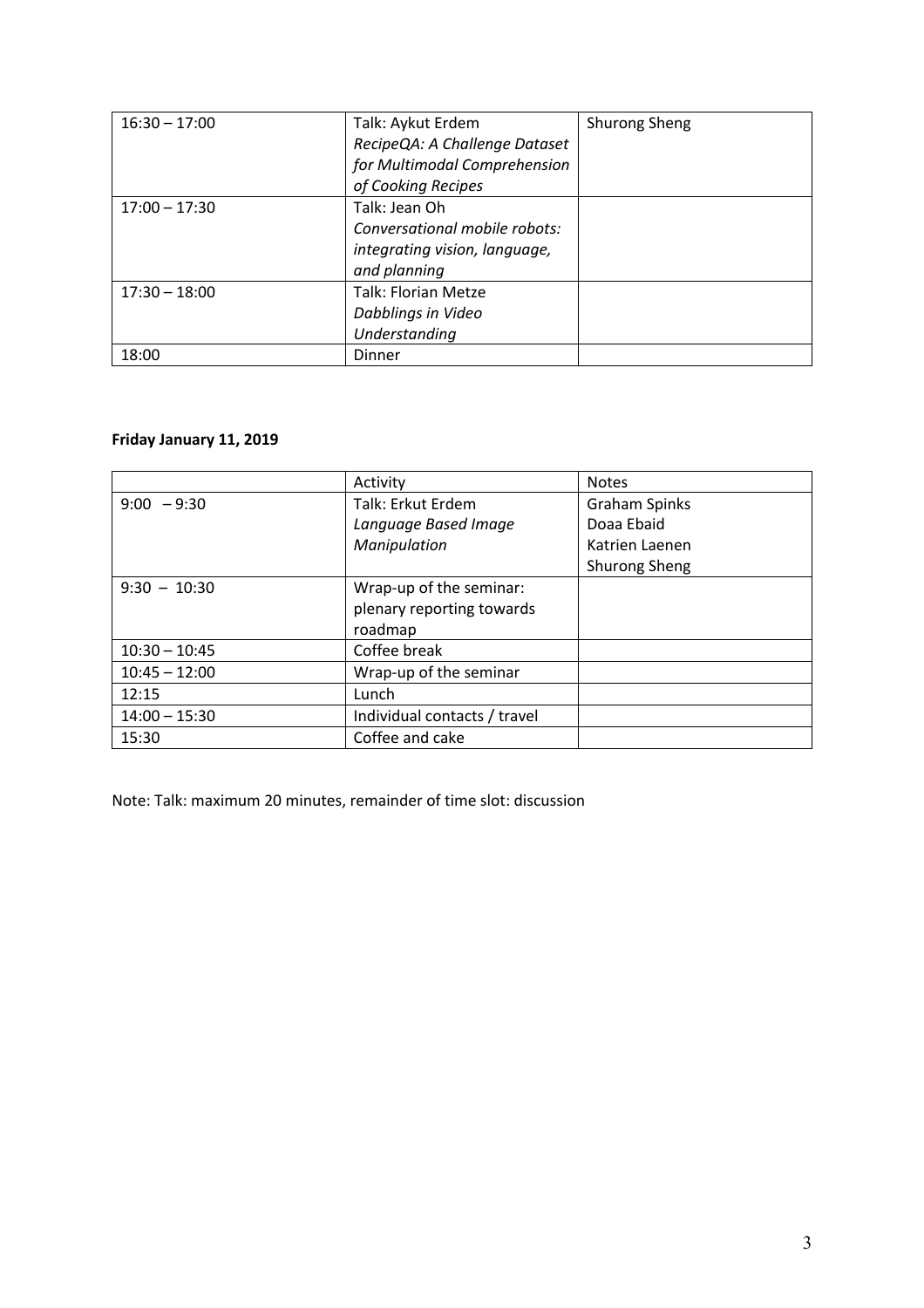| | | |
|---|---|---|
| 16:30 – 17:00 | Talk: Aykut Erdem *RecipeQA: A Challenge Dataset for Multimodal Comprehension of Cooking Recipes* | Shurong Sheng |
| 17:00 – 17:30 | Talk: Jean Oh *Conversational mobile robots: integrating vision, language, and planning* | |
| 17:30 – 18:00 | Talk: Florian Metze *Dabblings in Video Understanding* | |
| 18:00 | Dinner | |

**Friday January 11, 2019**

| | Activity | Notes |
|---|---|---|
| 9:00 – 9:30 | Talk: Erkut Erdem *Language Based Image Manipulation* | Graham Spinks Doaa Ebaid Katrien Laenen Shurong Sheng |
| 9:30 – 10:30 | Wrap-up of the seminar: plenary reporting towards roadmap | |
| 10:30 – 10:45 | Coffee break | |
| 10:45 – 12:00 | Wrap-up of the seminar | |
| 12:15 | Lunch | |
| 14:00 – 15:30 | Individual contacts / travel | |
| 15:30 | Coffee and cake | |

Note: Talk: maximum 20 minutes, remainder of time slot: discussion